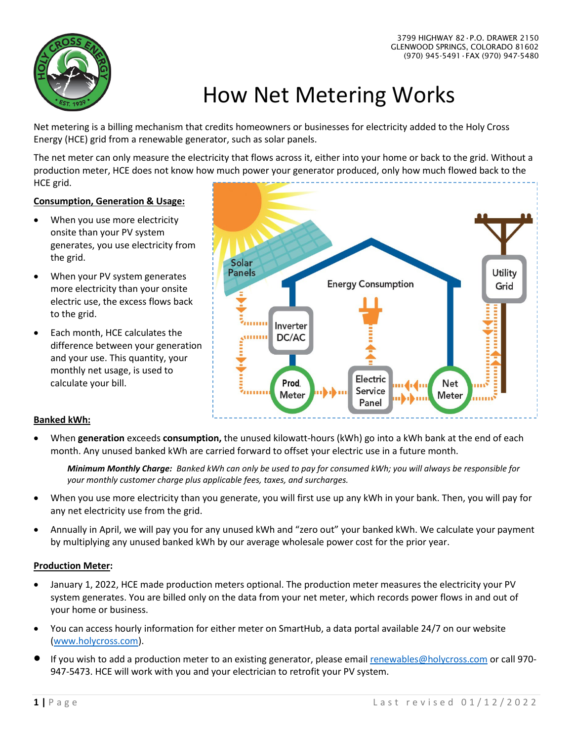3799 HIGHWAY 82 · P.O. DRAWER 2150
GLENWOOD SPRINGS, COLORADO 81602
(970) 945-5491 · FAX (970) 947-5480

# How Net Metering Works

Net metering is a billing mechanism that credits homeowners or businesses for electricity added to the Holy Cross Energy (HCE) grid from a renewable generator, such as solar panels.

The net meter can only measure the electricity that flows across it, either into your home or back to the grid. Without a production meter, HCE does not know how much power your generator produced, only how much flowed back to the HCE grid.

**Consumption, Generation & Usage:**

- When you use more electricity onsite than your PV system generates, you use electricity from the grid.
- When your PV system generates more electricity than your onsite electric use, the excess flows back to the grid.
- Each month, HCE calculates the difference between your generation and your use. This quantity, your monthly net usage, is used to calculate your bill.

**Banked kWh:**

- When **generation** exceeds **consumption,** the unused kilowatt-hours (kWh) go into a kWh bank at the end of each month. Any unused banked kWh are carried forward to offset your electric use in a future month.

  ***Minimum Monthly Charge:*** *Banked kWh can only be used to pay for consumed kWh; you will always be responsible for your monthly customer charge plus applicable fees, taxes, and surcharges.*

- When you use more electricity than you generate, you will first use up any kWh in your bank. Then, you will pay for any net electricity use from the grid.
- Annually in April, we will pay you for any unused kWh and "zero out" your banked kWh. We calculate your payment by multiplying any unused banked kWh by our average wholesale power cost for the prior year.

**Production Meter:**

- January 1, 2022, HCE made production meters optional. The production meter measures the electricity your PV system generates. You are billed only on the data from your net meter, which records power flows in and out of your home or business.
- You can access hourly information for either meter on SmartHub, a data portal available 24/7 on our website (www.holycross.com).
- If you wish to add a production meter to an existing generator, please email renewables@holycross.com or call 970-947-5473. HCE will work with you and your electrician to retrofit your PV system.

Last revised 01/12/2022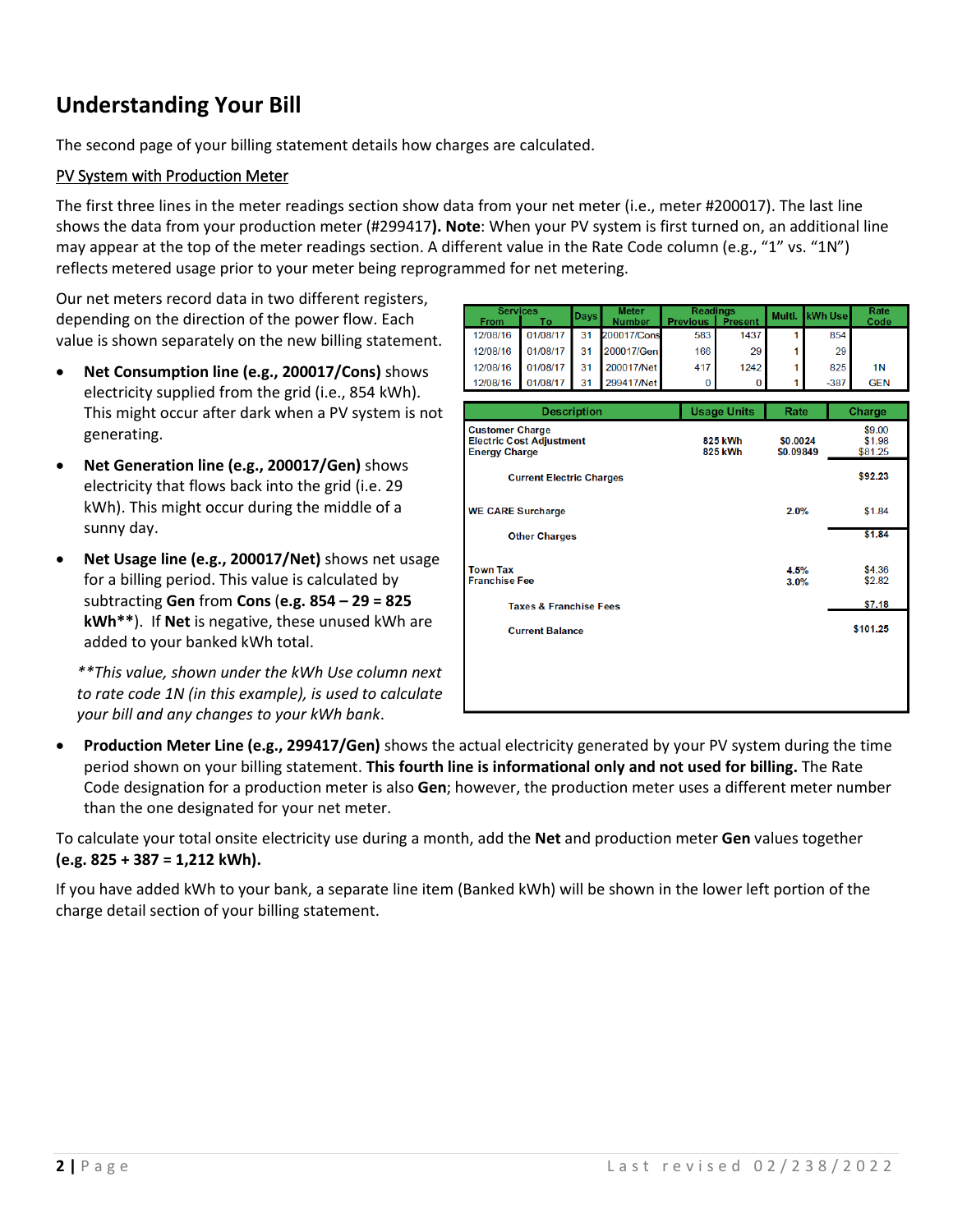# Understanding Your Bill

The second page of your billing statement details how charges are calculated.

PV System with Production Meter

The first three lines in the meter readings section show data from your net meter (i.e., meter #200017). The last line shows the data from your production meter (#299417**). Note**: When your PV system is first turned on, an additional line may appear at the top of the meter readings section. A different value in the Rate Code column (e.g., "1" vs. "1N") reflects metered usage prior to your meter being reprogrammed for net metering.

Our net meters record data in two different registers, depending on the direction of the power flow. Each value is shown separately on the new billing statement.

| Services From | Services To | Days | Meter Number | Readings Previous | Readings Present | Multi. | kWh Use | Rate Code |
|---|---|---|---|---|---|---|---|---|
| 12/08/16 | 01/08/17 | 31 | 200017/Cons | 583 | 1437 | 1 | 854 | |
| 12/08/16 | 01/08/17 | 31 | 200017/Gen | 168 | 29 | 1 | 29 | |
| 12/08/16 | 01/08/17 | 31 | 200017/Net | 417 | 1242 | 1 | 825 | 1N |
| 12/08/16 | 01/08/17 | 31 | 299417/Net | 0 | 0 | 1 | -387 | GEN |

| Description | Usage Units | Rate | Charge |
|---|---|---|---|
| Customer Charge | | | $9.00 |
| Electric Cost Adjustment | 825 kWh | $0.0024 | $1.98 |
| Energy Charge | 825 kWh | $0.09849 | $81.25 |
| Current Electric Charges | | | $92.23 |
| WE CARE Surcharge | | 2.0% | $1.84 |
| Other Charges | | | $1.84 |
| Town Tax | | 4.5% | $4.36 |
| Franchise Fee | | 3.0% | $2.82 |
| Taxes & Franchise Fees | | | $7.18 |
| Current Balance | | | $101.25 |

- **Net Consumption line (e.g., 200017/Cons)** shows electricity supplied from the grid (i.e., 854 kWh). This might occur after dark when a PV system is not generating.
- **Net Generation line (e.g., 200017/Gen)** shows electricity that flows back into the grid (i.e. 29 kWh). This might occur during the middle of a sunny day.
- **Net Usage line (e.g., 200017/Net)** shows net usage for a billing period. This value is calculated by subtracting **Gen** from **Cons** (**e.g. 854 – 29 = 825 kWh****). If **Net** is negative, these unused kWh are added to your banked kWh total.

  *\*\*This value, shown under the kWh Use column next to rate code 1N (in this example), is used to calculate your bill and any changes to your kWh bank.*

- **Production Meter Line (e.g., 299417/Gen)** shows the actual electricity generated by your PV system during the time period shown on your billing statement. **This fourth line is informational only and not used for billing.** The Rate Code designation for a production meter is also **Gen**; however, the production meter uses a different meter number than the one designated for your net meter.

To calculate your total onsite electricity use during a month, add the **Net** and production meter **Gen** values together **(e.g. 825 + 387 = 1,212 kWh).**

If you have added kWh to your bank, a separate line item (Banked kWh) will be shown in the lower left portion of the charge detail section of your billing statement.